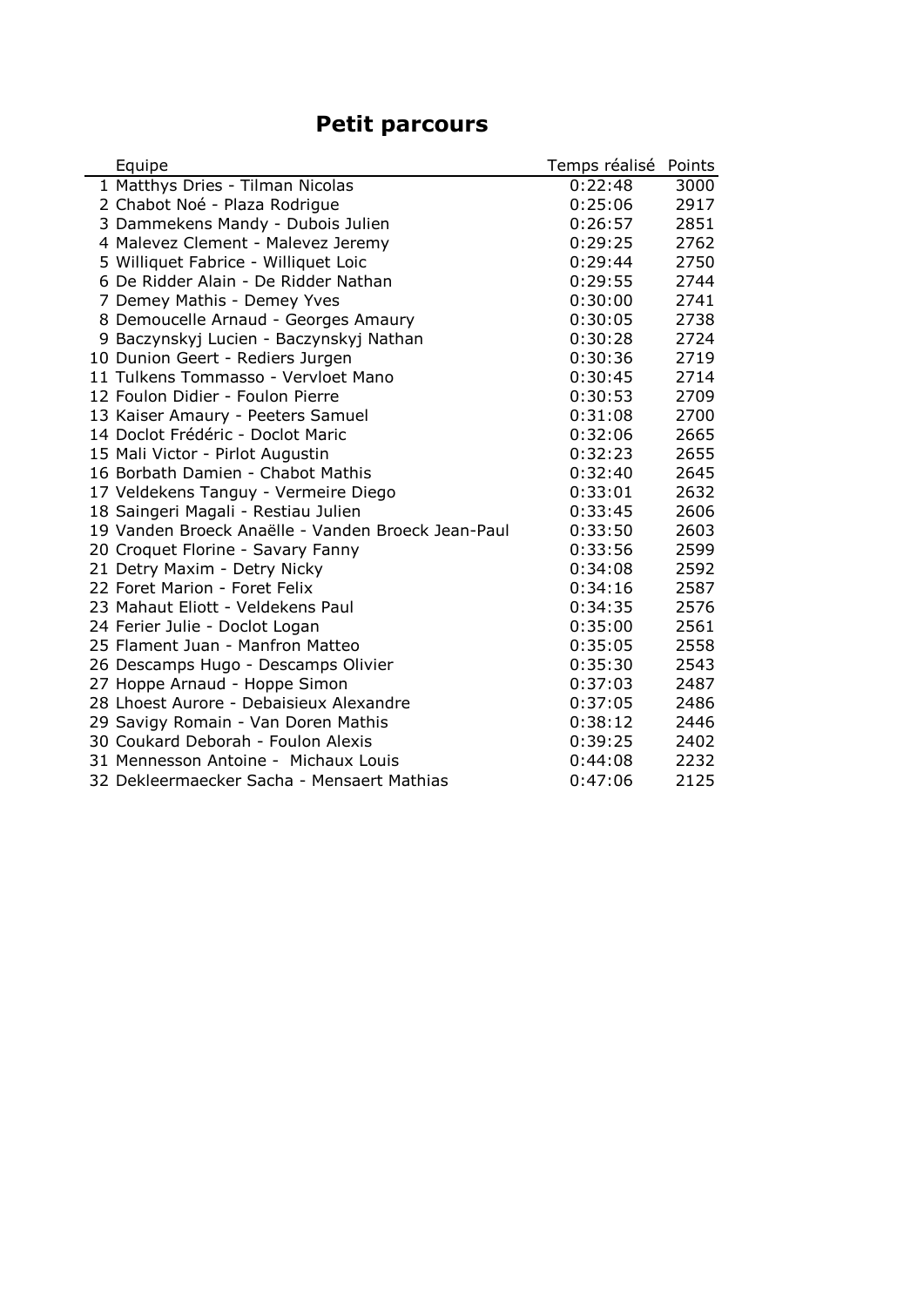# Petit parcours

| | Equipe | Temps réalisé | Points |
|---|---|---|---|
| 1 | Matthys Dries - Tilman Nicolas | 0:22:48 | 3000 |
| 2 | Chabot Noé - Plaza Rodrigue | 0:25:06 | 2917 |
| 3 | Dammekens Mandy - Dubois Julien | 0:26:57 | 2851 |
| 4 | Malevez Clement - Malevez Jeremy | 0:29:25 | 2762 |
| 5 | Williquet Fabrice - Williquet Loic | 0:29:44 | 2750 |
| 6 | De Ridder Alain - De Ridder Nathan | 0:29:55 | 2744 |
| 7 | Demey Mathis - Demey Yves | 0:30:00 | 2741 |
| 8 | Demoucelle Arnaud - Georges Amaury | 0:30:05 | 2738 |
| 9 | Baczynskyj Lucien - Baczynskyj Nathan | 0:30:28 | 2724 |
| 10 | Dunion Geert - Rediers Jurgen | 0:30:36 | 2719 |
| 11 | Tulkens Tommasso - Vervloet Mano | 0:30:45 | 2714 |
| 12 | Foulon Didier - Foulon Pierre | 0:30:53 | 2709 |
| 13 | Kaiser Amaury - Peeters Samuel | 0:31:08 | 2700 |
| 14 | Doclot Frédéric - Doclot Maric | 0:32:06 | 2665 |
| 15 | Mali Victor - Pirlot Augustin | 0:32:23 | 2655 |
| 16 | Borbath Damien - Chabot Mathis | 0:32:40 | 2645 |
| 17 | Veldekens Tanguy - Vermeire Diego | 0:33:01 | 2632 |
| 18 | Saingeri Magali - Restiau Julien | 0:33:45 | 2606 |
| 19 | Vanden Broeck Anaëlle - Vanden Broeck Jean-Paul | 0:33:50 | 2603 |
| 20 | Croquet Florine - Savary Fanny | 0:33:56 | 2599 |
| 21 | Detry Maxim - Detry Nicky | 0:34:08 | 2592 |
| 22 | Foret Marion - Foret Felix | 0:34:16 | 2587 |
| 23 | Mahaut Eliott - Veldekens Paul | 0:34:35 | 2576 |
| 24 | Ferier Julie - Doclot Logan | 0:35:00 | 2561 |
| 25 | Flament Juan - Manfron Matteo | 0:35:05 | 2558 |
| 26 | Descamps Hugo - Descamps Olivier | 0:35:30 | 2543 |
| 27 | Hoppe Arnaud - Hoppe Simon | 0:37:03 | 2487 |
| 28 | Lhoest Aurore - Debaisieux Alexandre | 0:37:05 | 2486 |
| 29 | Savigy Romain - Van Doren Mathis | 0:38:12 | 2446 |
| 30 | Coukard Deborah - Foulon Alexis | 0:39:25 | 2402 |
| 31 | Mennesson Antoine - Michaux Louis | 0:44:08 | 2232 |
| 32 | Dekleermaecker Sacha - Mensaert Mathias | 0:47:06 | 2125 |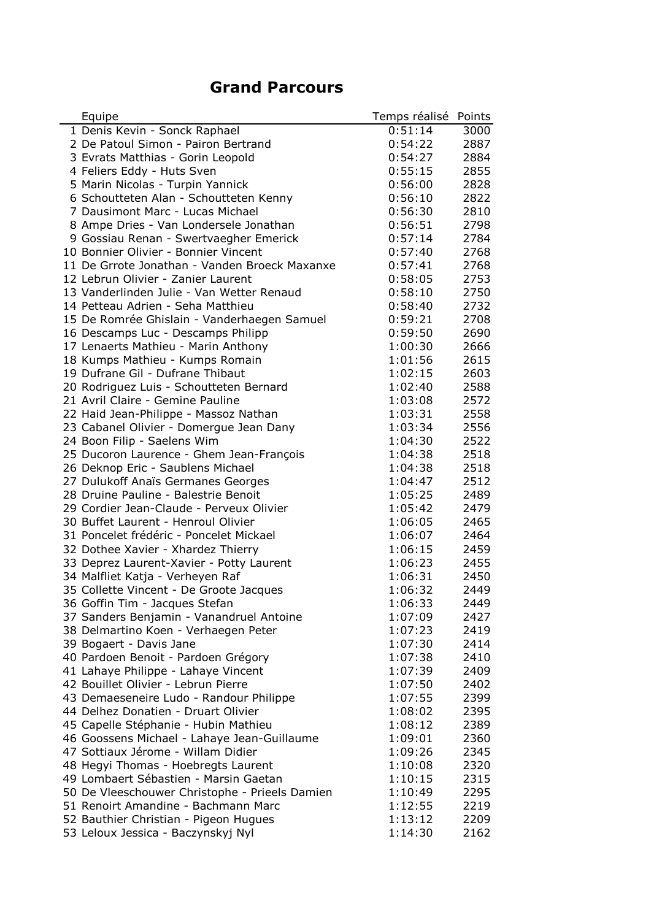# Grand Parcours

| | Equipe | Temps réalisé | Points |
|---|---|---|---|
| 1 | Denis Kevin - Sonck Raphael | 0:51:14 | 3000 |
| 2 | De Patoul Simon - Pairon Bertrand | 0:54:22 | 2887 |
| 3 | Evrats Matthias - Gorin Leopold | 0:54:27 | 2884 |
| 4 | Feliers Eddy - Huts Sven | 0:55:15 | 2855 |
| 5 | Marin Nicolas - Turpin Yannick | 0:56:00 | 2828 |
| 6 | Schoutteten Alan - Schoutteten Kenny | 0:56:10 | 2822 |
| 7 | Dausimont Marc - Lucas Michael | 0:56:30 | 2810 |
| 8 | Ampe Dries - Van Londersele Jonathan | 0:56:51 | 2798 |
| 9 | Gossiau Renan - Swertvaegher Emerick | 0:57:14 | 2784 |
| 10 | Bonnier Olivier - Bonnier Vincent | 0:57:40 | 2768 |
| 11 | De Grrote Jonathan - Vanden Broeck Maxanxe | 0:57:41 | 2768 |
| 12 | Lebrun Olivier - Zanier Laurent | 0:58:05 | 2753 |
| 13 | Vanderlinden Julie - Van Wetter Renaud | 0:58:10 | 2750 |
| 14 | Petteau Adrien - Seha Matthieu | 0:58:40 | 2732 |
| 15 | De Romrée Ghislain - Vanderhaegen Samuel | 0:59:21 | 2708 |
| 16 | Descamps Luc - Descamps Philipp | 0:59:50 | 2690 |
| 17 | Lenaerts Mathieu - Marin Anthony | 1:00:30 | 2666 |
| 18 | Kumps Mathieu - Kumps Romain | 1:01:56 | 2615 |
| 19 | Dufrane Gil - Dufrane Thibaut | 1:02:15 | 2603 |
| 20 | Rodriguez Luis - Schoutteten Bernard | 1:02:40 | 2588 |
| 21 | Avril Claire - Gemine Pauline | 1:03:08 | 2572 |
| 22 | Haid Jean-Philippe - Massoz Nathan | 1:03:31 | 2558 |
| 23 | Cabanel Olivier - Domergue Jean Dany | 1:03:34 | 2556 |
| 24 | Boon Filip - Saelens Wim | 1:04:30 | 2522 |
| 25 | Ducoron Laurence - Ghem Jean-François | 1:04:38 | 2518 |
| 26 | Deknop Eric - Saublens Michael | 1:04:38 | 2518 |
| 27 | Dulukoff Anaïs Germanes Georges | 1:04:47 | 2512 |
| 28 | Druine Pauline - Balestrie Benoit | 1:05:25 | 2489 |
| 29 | Cordier Jean-Claude - Perveux Olivier | 1:05:42 | 2479 |
| 30 | Buffet Laurent - Henroul Olivier | 1:06:05 | 2465 |
| 31 | Poncelet frédéric - Poncelet Mickael | 1:06:07 | 2464 |
| 32 | Dothee Xavier - Xhardez Thierry | 1:06:15 | 2459 |
| 33 | Deprez Laurent-Xavier - Potty Laurent | 1:06:23 | 2455 |
| 34 | Malfliet Katja - Verheyen Raf | 1:06:31 | 2450 |
| 35 | Collette Vincent - De Groote Jacques | 1:06:32 | 2449 |
| 36 | Goffin Tim - Jacques Stefan | 1:06:33 | 2449 |
| 37 | Sanders Benjamin - Vanandruel Antoine | 1:07:09 | 2427 |
| 38 | Delmartino Koen - Verhaegen Peter | 1:07:23 | 2419 |
| 39 | Bogaert - Davis Jane | 1:07:30 | 2414 |
| 40 | Pardoen Benoit - Pardoen Grégory | 1:07:38 | 2410 |
| 41 | Lahaye Philippe - Lahaye Vincent | 1:07:39 | 2409 |
| 42 | Bouillet Olivier - Lebrun Pierre | 1:07:50 | 2402 |
| 43 | Demaeseneire Ludo - Randour Philippe | 1:07:55 | 2399 |
| 44 | Delhez Donatien - Druart Olivier | 1:08:02 | 2395 |
| 45 | Capelle Stéphanie - Hubin Mathieu | 1:08:12 | 2389 |
| 46 | Goossens Michael - Lahaye Jean-Guillaume | 1:09:01 | 2360 |
| 47 | Sottiaux Jérome - Willam Didier | 1:09:26 | 2345 |
| 48 | Hegyi Thomas - Hoebregts Laurent | 1:10:08 | 2320 |
| 49 | Lombaert Sébastien - Marsin Gaetan | 1:10:15 | 2315 |
| 50 | De Vleeschouwer Christophe - Prieels Damien | 1:10:49 | 2295 |
| 51 | Renoirt Amandine - Bachmann Marc | 1:12:55 | 2219 |
| 52 | Bauthier Christian - Pigeon Hugues | 1:13:12 | 2209 |
| 53 | Leloux Jessica - Baczynskyj Nyl | 1:14:30 | 2162 |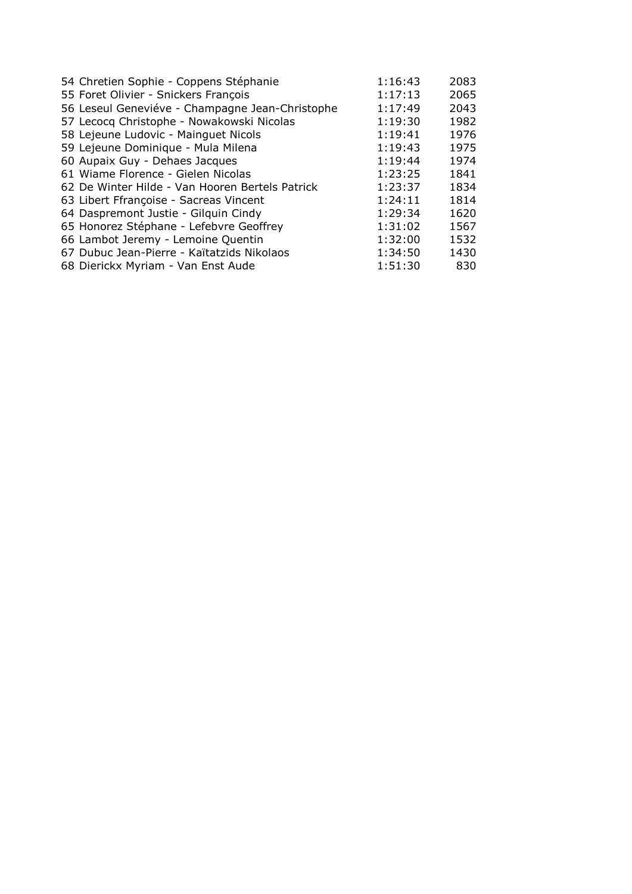| | | | |
|---|---|---|---|
| 54 | Chretien Sophie - Coppens Stéphanie | 1:16:43 | 2083 |
| 55 | Foret Olivier - Snickers François | 1:17:13 | 2065 |
| 56 | Leseul Geneviéve - Champagne Jean-Christophe | 1:17:49 | 2043 |
| 57 | Lecocq Christophe - Nowakowski Nicolas | 1:19:30 | 1982 |
| 58 | Lejeune Ludovic - Mainguet Nicols | 1:19:41 | 1976 |
| 59 | Lejeune Dominique - Mula Milena | 1:19:43 | 1975 |
| 60 | Aupaix Guy - Dehaes Jacques | 1:19:44 | 1974 |
| 61 | Wiame Florence - Gielen Nicolas | 1:23:25 | 1841 |
| 62 | De Winter Hilde - Van Hooren Bertels Patrick | 1:23:37 | 1834 |
| 63 | Libert Ffrançoise - Sacreas Vincent | 1:24:11 | 1814 |
| 64 | Daspremont Justie - Gilquin Cindy | 1:29:34 | 1620 |
| 65 | Honorez Stéphane - Lefebvre Geoffrey | 1:31:02 | 1567 |
| 66 | Lambot Jeremy - Lemoine Quentin | 1:32:00 | 1532 |
| 67 | Dubuc Jean-Pierre - Kaïtatzids Nikolaos | 1:34:50 | 1430 |
| 68 | Dierickx Myriam - Van Enst Aude | 1:51:30 | 830 |